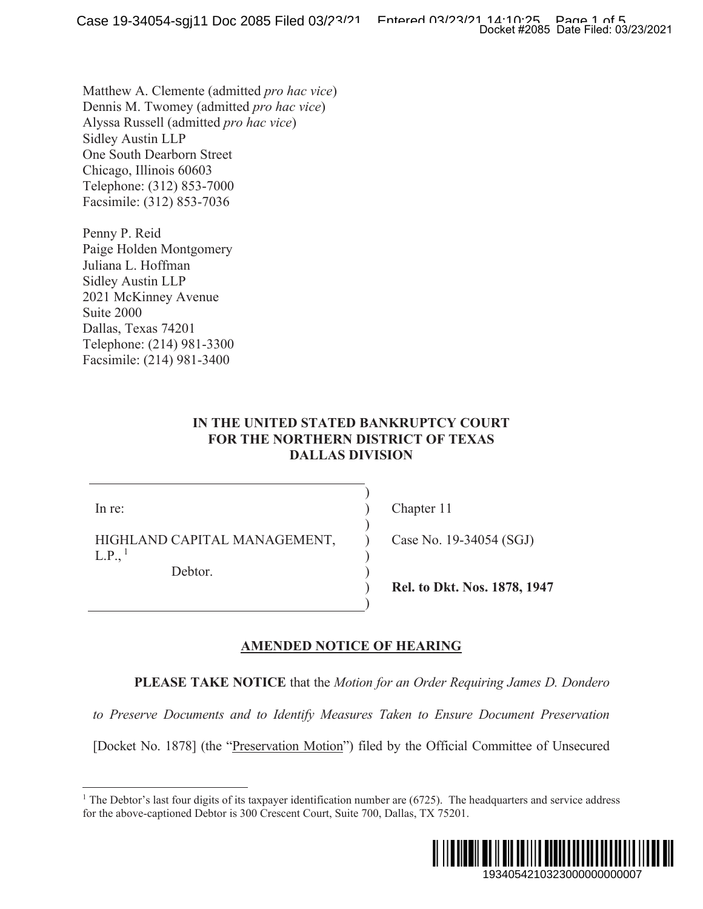Matthew A. Clemente (admitted *pro hac vice*)
Dennis M. Twomey (admitted *pro hac vice*)
Alyssa Russell (admitted *pro hac vice*)
Sidley Austin LLP
One South Dearborn Street
Chicago, Illinois 60603
Telephone: (312) 853-7000
Facsimile: (312) 853-7036

Penny P. Reid
Paige Holden Montgomery
Juliana L. Hoffman
Sidley Austin LLP
2021 McKinney Avenue
Suite 2000
Dallas, Texas 74201
Telephone: (214) 981-3300
Facsimile: (214) 981-3400

**IN THE UNITED STATED BANKRUPTCY COURT**
**FOR THE NORTHERN DISTRICT OF TEXAS**
**DALLAS DIVISION**

| | |
|---|---|
| In re: | Chapter 11 |
| HIGHLAND CAPITAL MANAGEMENT, L.P.,[1] | Case No. 19-34054 (SGJ) |
| Debtor. | |
| | **Rel. to Dkt. Nos. 1878, 1947** |

## AMENDED NOTICE OF HEARING

**PLEASE TAKE NOTICE** that the *Motion for an Order Requiring James D. Dondero to Preserve Documents and to Identify Measures Taken to Ensure Document Preservation* [Docket No. 1878] (the "Preservation Motion") filed by the Official Committee of Unsecured

[1] The Debtor's last four digits of its taxpayer identification number are (6725). The headquarters and service address for the above-captioned Debtor is 300 Crescent Court, Suite 700, Dallas, TX 75201.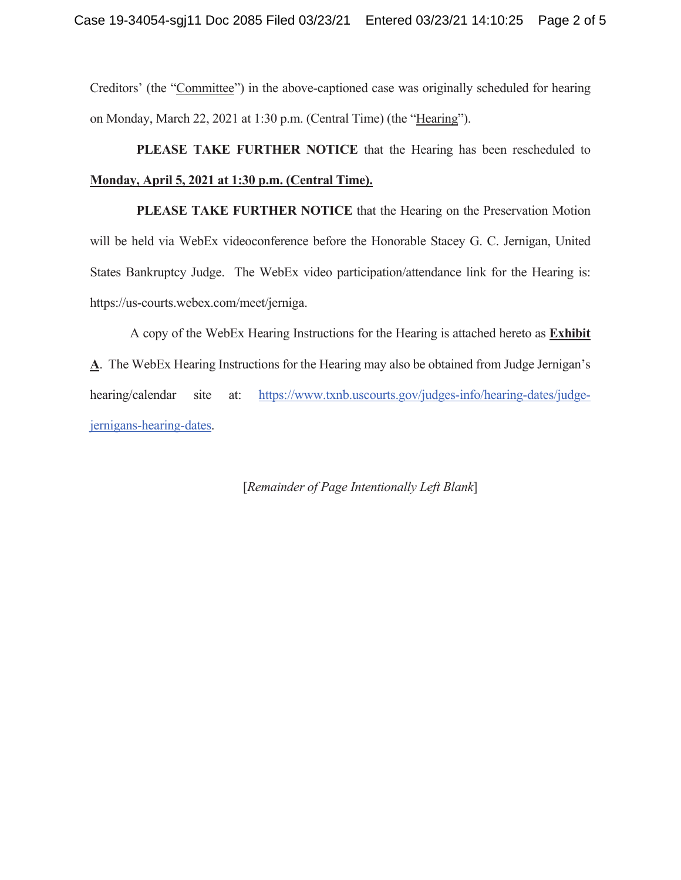Creditors' (the "Committee") in the above-captioned case was originally scheduled for hearing on Monday, March 22, 2021 at 1:30 p.m. (Central Time) (the "Hearing").

**PLEASE TAKE FURTHER NOTICE** that the Hearing has been rescheduled to **Monday, April 5, 2021 at 1:30 p.m. (Central Time).**

**PLEASE TAKE FURTHER NOTICE** that the Hearing on the Preservation Motion will be held via WebEx videoconference before the Honorable Stacey G. C. Jernigan, United States Bankruptcy Judge. The WebEx video participation/attendance link for the Hearing is: https://us-courts.webex.com/meet/jerniga.

A copy of the WebEx Hearing Instructions for the Hearing is attached hereto as **Exhibit A**. The WebEx Hearing Instructions for the Hearing may also be obtained from Judge Jernigan's hearing/calendar site at: https://www.txnb.uscourts.gov/judges-info/hearing-dates/judge-jernigans-hearing-dates.

[*Remainder of Page Intentionally Left Blank*]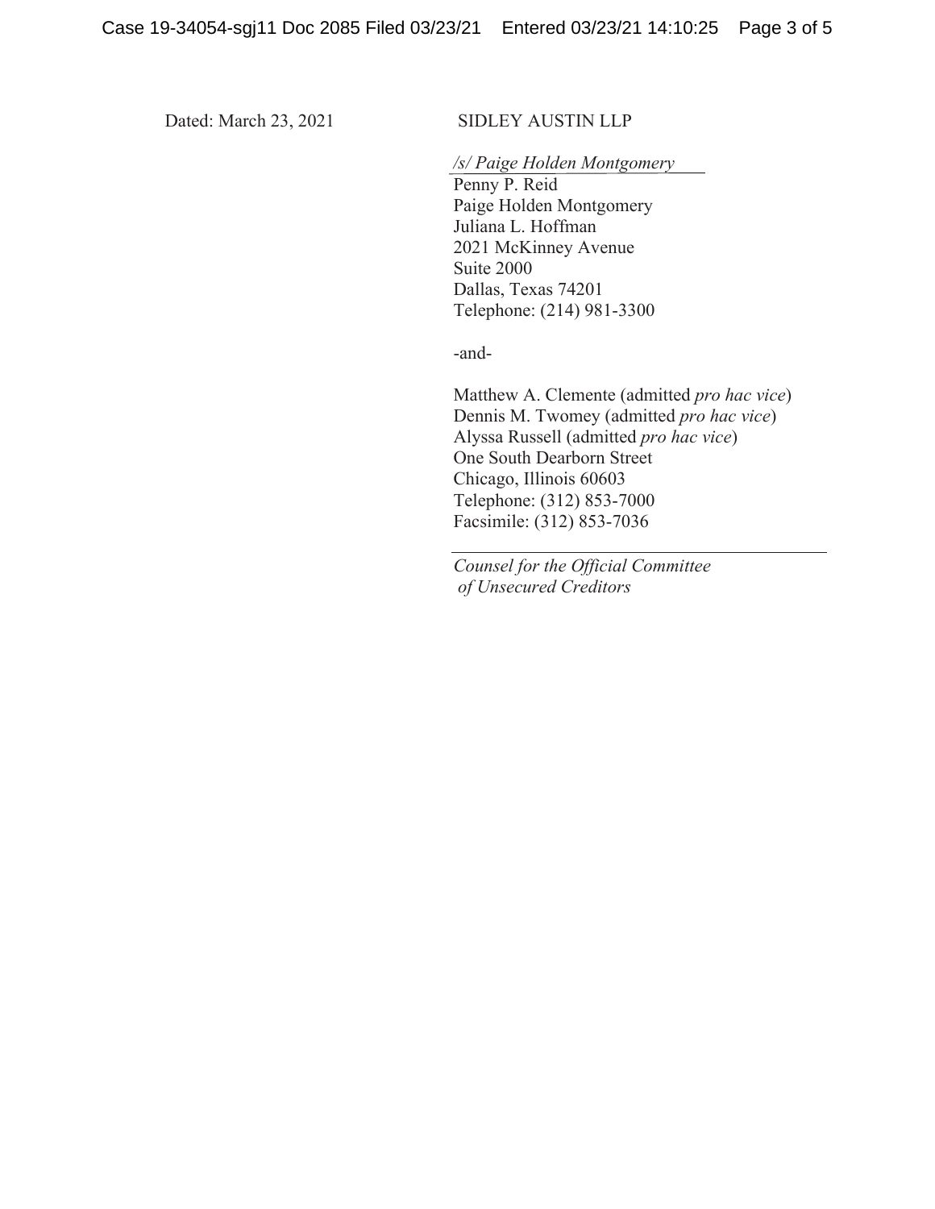Dated: March 23, 2021

SIDLEY AUSTIN LLP

*/s/ Paige Holden Montgomery*
Penny P. Reid
Paige Holden Montgomery
Juliana L. Hoffman
2021 McKinney Avenue
Suite 2000
Dallas, Texas 74201
Telephone: (214) 981-3300

-and-

Matthew A. Clemente (admitted *pro hac vice*)
Dennis M. Twomey (admitted *pro hac vice*)
Alyssa Russell (admitted *pro hac vice*)
One South Dearborn Street
Chicago, Illinois 60603
Telephone: (312) 853-7000
Facsimile: (312) 853-7036

*Counsel for the Official Committee of Unsecured Creditors*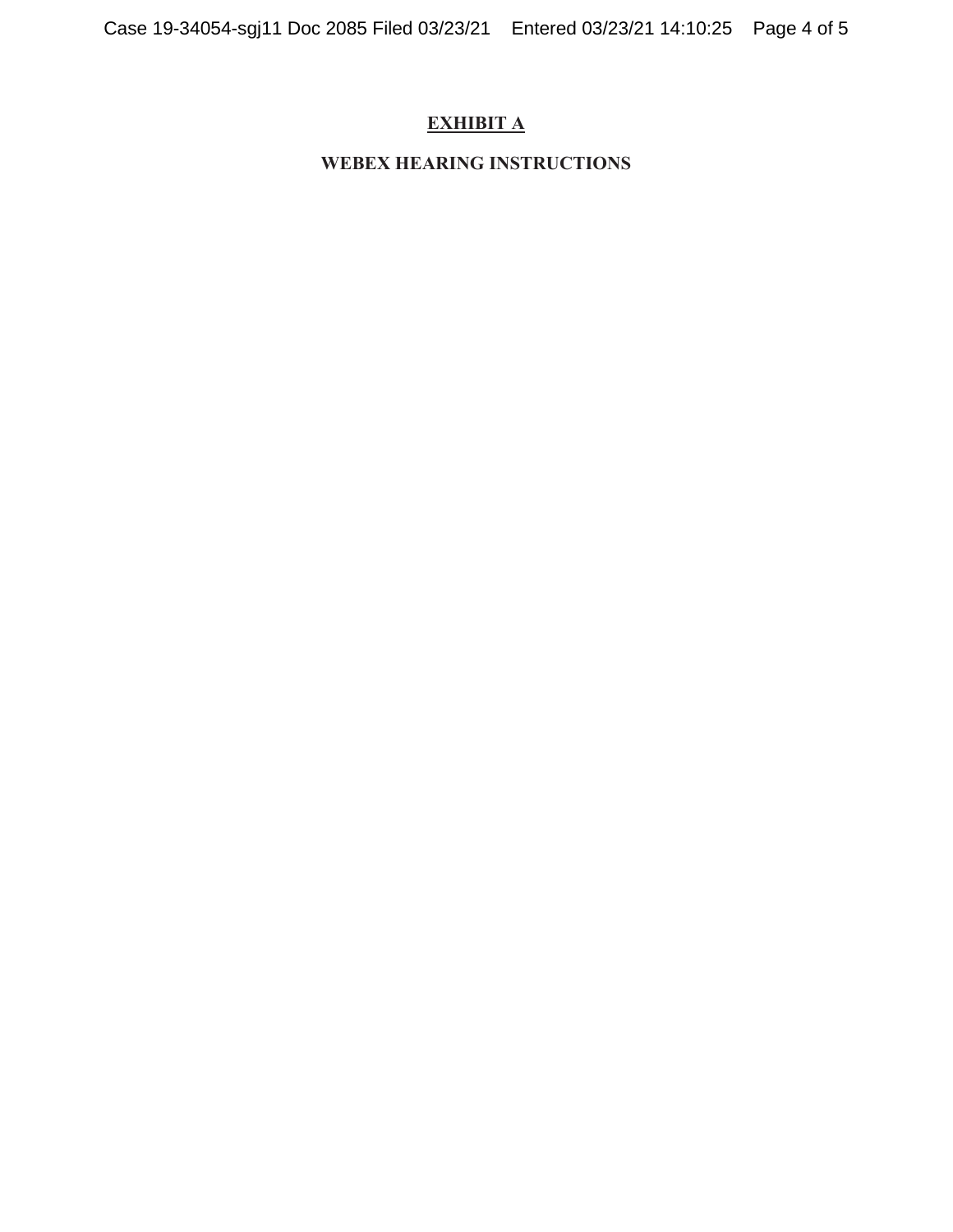# **EXHIBIT A**

## WEBEX HEARING INSTRUCTIONS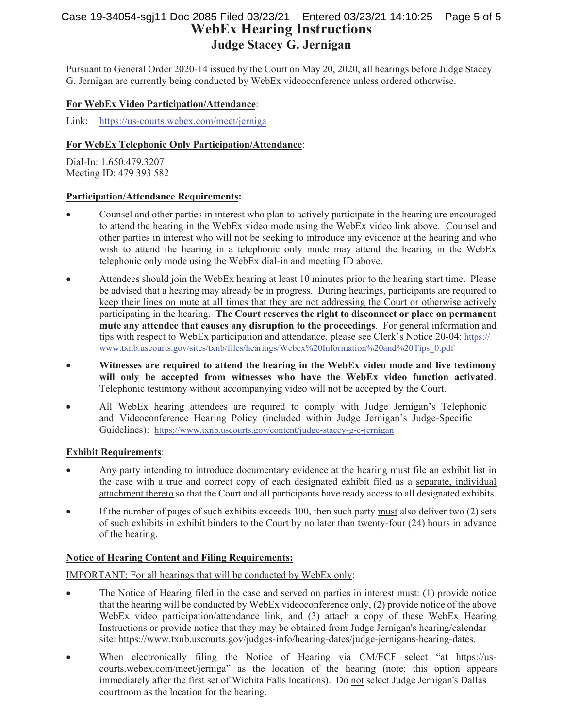# WebEx Hearing Instructions

## Judge Stacey G. Jernigan

Pursuant to General Order 2020-14 issued by the Court on May 20, 2020, all hearings before Judge Stacey G. Jernigan are currently being conducted by WebEx videoconference unless ordered otherwise.

**For WebEx Video Participation/Attendance**:

Link: https://us-courts.webex.com/meet/jerniga

**For WebEx Telephonic Only Participation/Attendance**:

Dial-In: 1.650.479.3207
Meeting ID: 479 393 582

**Participation/Attendance Requirements:**

- Counsel and other parties in interest who plan to actively participate in the hearing are encouraged to attend the hearing in the WebEx video mode using the WebEx video link above. Counsel and other parties in interest who will not be seeking to introduce any evidence at the hearing and who wish to attend the hearing in a telephonic only mode may attend the hearing in the WebEx telephonic only mode using the WebEx dial-in and meeting ID above.
- Attendees should join the WebEx hearing at least 10 minutes prior to the hearing start time. Please be advised that a hearing may already be in progress. During hearings, participants are required to keep their lines on mute at all times that they are not addressing the Court or otherwise actively participating in the hearing. **The Court reserves the right to disconnect or place on permanent mute any attendee that causes any disruption to the proceedings**. For general information and tips with respect to WebEx participation and attendance, please see Clerk's Notice 20-04: https://www.txnb.uscourts.gov/sites/txnb/files/hearings/Webex%20Information%20and%20Tips_0.pdf
- **Witnesses are required to attend the hearing in the WebEx video mode and live testimony will only be accepted from witnesses who have the WebEx video function activated**. Telephonic testimony without accompanying video will not be accepted by the Court.
- All WebEx hearing attendees are required to comply with Judge Jernigan's Telephonic and Videoconference Hearing Policy (included within Judge Jernigan's Judge-Specific Guidelines): https://www.txnb.uscourts.gov/content/judge-stacey-g-c-jernigan

**Exhibit Requirements**:

- Any party intending to introduce documentary evidence at the hearing must file an exhibit list in the case with a true and correct copy of each designated exhibit filed as a separate, individual attachment thereto so that the Court and all participants have ready access to all designated exhibits.
- If the number of pages of such exhibits exceeds 100, then such party must also deliver two (2) sets of such exhibits in exhibit binders to the Court by no later than twenty-four (24) hours in advance of the hearing.

**Notice of Hearing Content and Filing Requirements:**

IMPORTANT: For all hearings that will be conducted by WebEx only:

- The Notice of Hearing filed in the case and served on parties in interest must: (1) provide notice that the hearing will be conducted by WebEx videoconference only, (2) provide notice of the above WebEx video participation/attendance link, and (3) attach a copy of these WebEx Hearing Instructions or provide notice that they may be obtained from Judge Jernigan's hearing/calendar site: https://www.txnb.uscourts.gov/judges-info/hearing-dates/judge-jernigans-hearing-dates.
- When electronically filing the Notice of Hearing via CM/ECF select "at https://us-courts.webex.com/meet/jerniga" as the location of the hearing (note: this option appears immediately after the first set of Wichita Falls locations). Do not select Judge Jernigan's Dallas courtroom as the location for the hearing.